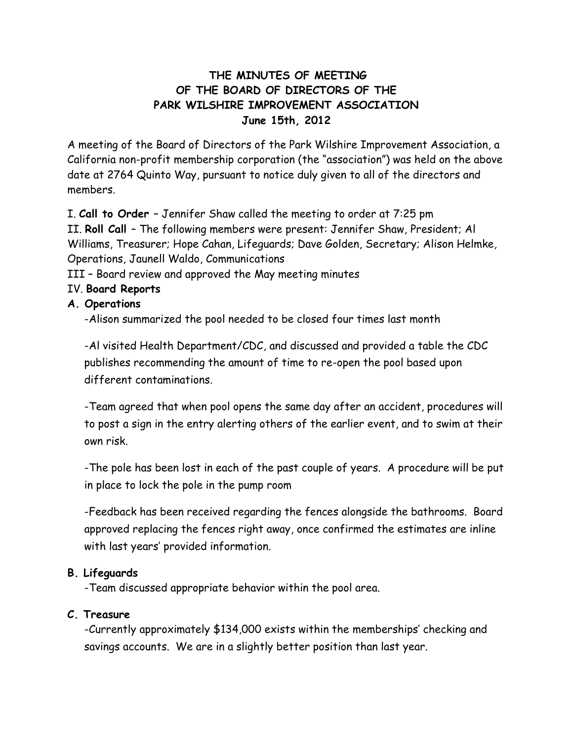# THE MINUTES OF MEETING OF THE BOARD OF DIRECTORS OF THE PARK WILSHIRE IMPROVEMENT ASSOCIATION

**June 15th, 2012**

A meeting of the Board of Directors of the Park Wilshire Improvement Association, a California non-profit membership corporation (the "association") was held on the above date at 2764 Quinto Way, pursuant to notice duly given to all of the directors and members.

I. **Call to Order** – Jennifer Shaw called the meeting to order at 7:25 pm
II. **Roll Call** – The following members were present: Jennifer Shaw, President; Al Williams, Treasurer; Hope Cahan, Lifeguards; Dave Golden, Secretary; Alison Helmke, Operations, Jaunell Waldo, Communications
III – Board review and approved the May meeting minutes
IV. **Board Reports**

**A. Operations**

-Alison summarized the pool needed to be closed four times last month

-Al visited Health Department/CDC, and discussed and provided a table the CDC publishes recommending the amount of time to re-open the pool based upon different contaminations.

-Team agreed that when pool opens the same day after an accident, procedures will to post a sign in the entry alerting others of the earlier event, and to swim at their own risk.

-The pole has been lost in each of the past couple of years. A procedure will be put in place to lock the pole in the pump room

-Feedback has been received regarding the fences alongside the bathrooms. Board approved replacing the fences right away, once confirmed the estimates are inline with last years' provided information.

**B. Lifeguards**

-Team discussed appropriate behavior within the pool area.

**C. Treasure**

-Currently approximately $134,000 exists within the memberships' checking and savings accounts. We are in a slightly better position than last year.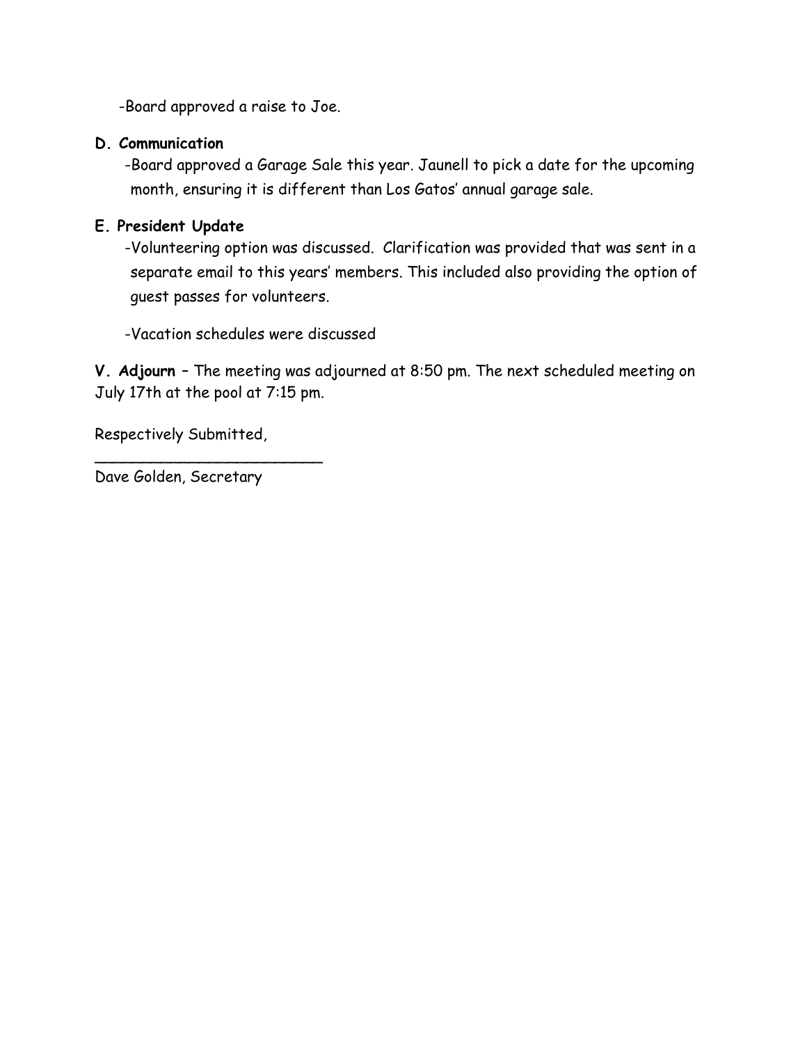-Board approved a raise to Joe.

**D. Communication**

-Board approved a Garage Sale this year. Jaunell to pick a date for the upcoming month, ensuring it is different than Los Gatos' annual garage sale.

**E. President Update**

-Volunteering option was discussed. Clarification was provided that was sent in a separate email to this years' members. This included also providing the option of guest passes for volunteers.

-Vacation schedules were discussed

**V. Adjourn** – The meeting was adjourned at 8:50 pm. The next scheduled meeting on July 17th at the pool at 7:15 pm.

Respectively Submitted,

__________________________

Dave Golden, Secretary